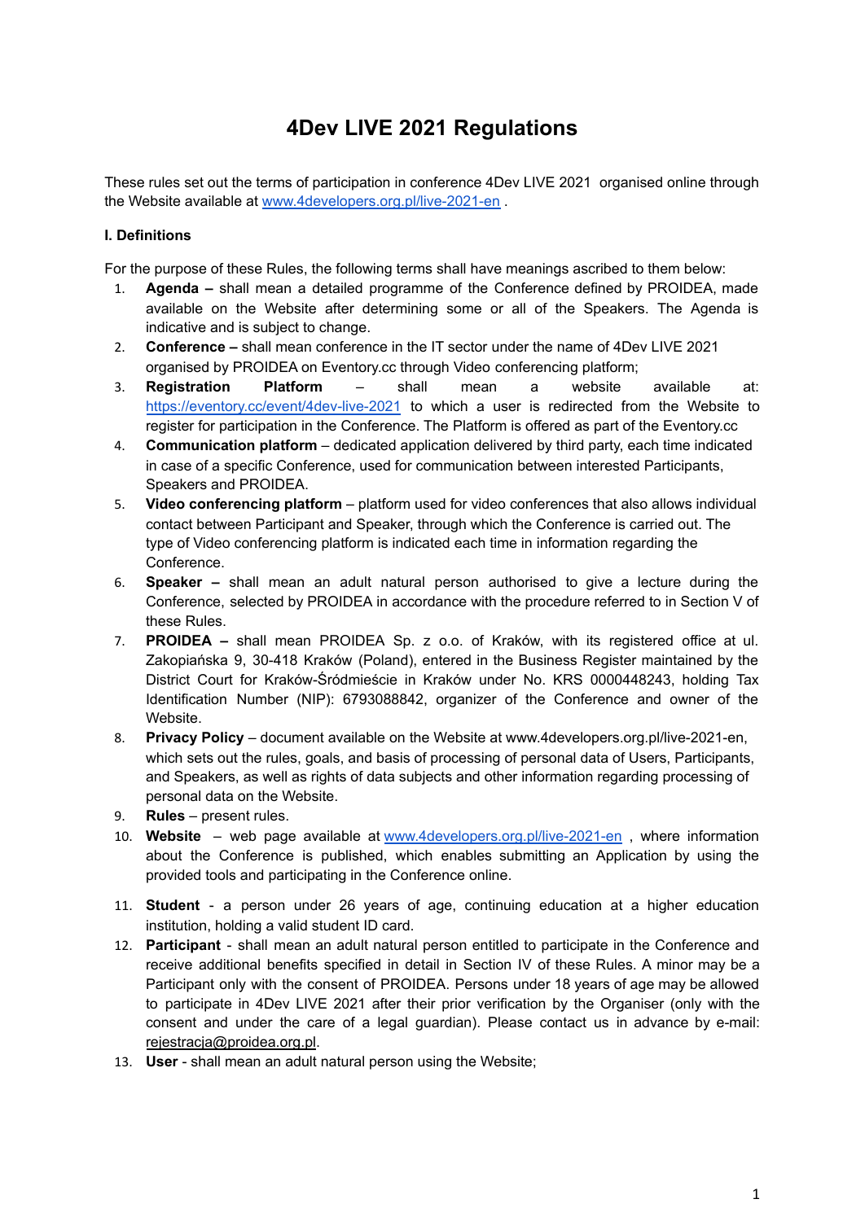# 4Dev LIVE 2021 Regulations

These rules set out the terms of participation in conference 4Dev LIVE 2021 organised online through the Website available at [www.4developers.org.pl/live-2021-en](www.4developers.org.pl/live-2021-en) .

**I. Definitions**

For the purpose of these Rules, the following terms shall have meanings ascribed to them below:

1. **Agenda –** shall mean a detailed programme of the Conference defined by PROIDEA, made available on the Website after determining some or all of the Speakers. The Agenda is indicative and is subject to change.
2. **Conference –** shall mean conference in the IT sector under the name of 4Dev LIVE 2021 organised by PROIDEA on Eventory.cc through Video conferencing platform;
3. **Registration Platform** – shall mean a website available at: [https://eventory.cc/event/4dev-live-2021](https://eventory.cc/event/4dev-live-2021) to which a user is redirected from the Website to register for participation in the Conference. The Platform is offered as part of the Eventory.cc
4. **Communication platform** – dedicated application delivered by third party, each time indicated in case of a specific Conference, used for communication between interested Participants, Speakers and PROIDEA.
5. **Video conferencing platform** – platform used for video conferences that also allows individual contact between Participant and Speaker, through which the Conference is carried out. The type of Video conferencing platform is indicated each time in information regarding the Conference.
6. **Speaker –** shall mean an adult natural person authorised to give a lecture during the Conference, selected by PROIDEA in accordance with the procedure referred to in Section V of these Rules.
7. **PROIDEA –** shall mean PROIDEA Sp. z o.o. of Kraków, with its registered office at ul. Zakopiańska 9, 30-418 Kraków (Poland), entered in the Business Register maintained by the District Court for Kraków-Śródmieście in Kraków under No. KRS 0000448243, holding Tax Identification Number (NIP): 6793088842, organizer of the Conference and owner of the Website.
8. **Privacy Policy** – document available on the Website at www.4developers.org.pl/live-2021-en, which sets out the rules, goals, and basis of processing of personal data of Users, Participants, and Speakers, as well as rights of data subjects and other information regarding processing of personal data on the Website.
9. **Rules** – present rules.
10. **Website** – web page available at [www.4developers.org.pl/live-2021-en](www.4developers.org.pl/live-2021-en) , where information about the Conference is published, which enables submitting an Application by using the provided tools and participating in the Conference online.
11. **Student** - a person under 26 years of age, continuing education at a higher education institution, holding a valid student ID card.
12. **Participant** - shall mean an adult natural person entitled to participate in the Conference and receive additional benefits specified in detail in Section IV of these Rules. A minor may be a Participant only with the consent of PROIDEA. Persons under 18 years of age may be allowed to participate in 4Dev LIVE 2021 after their prior verification by the Organiser (only with the consent and under the care of a legal guardian). Please contact us in advance by e-mail: rejestracja@proidea.org.pl.
13. **User** - shall mean an adult natural person using the Website;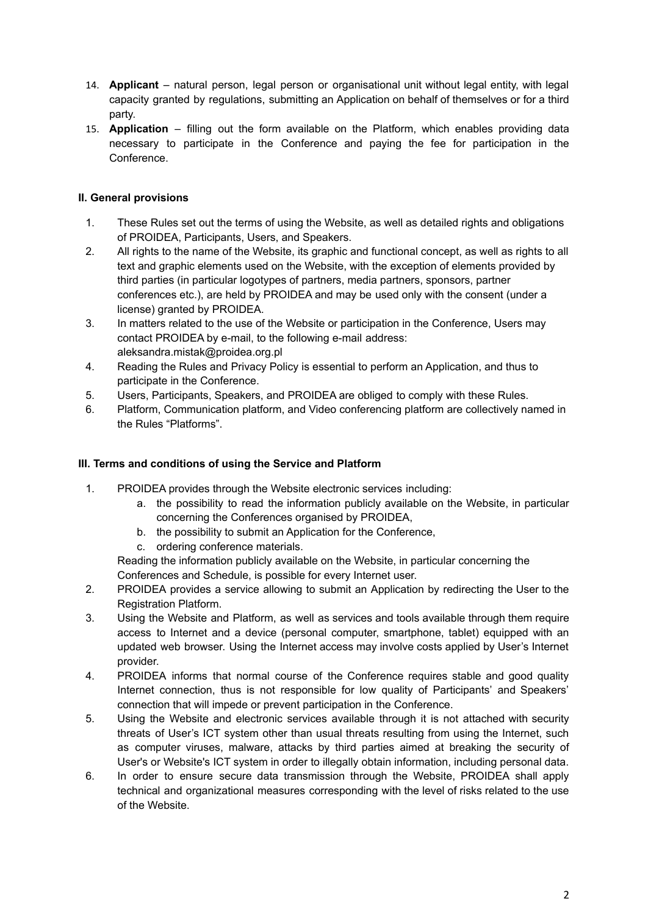14. **Applicant** – natural person, legal person or organisational unit without legal entity, with legal capacity granted by regulations, submitting an Application on behalf of themselves or for a third party.
15. **Application** – filling out the form available on the Platform, which enables providing data necessary to participate in the Conference and paying the fee for participation in the Conference.

## II. General provisions

1. These Rules set out the terms of using the Website, as well as detailed rights and obligations of PROIDEA, Participants, Users, and Speakers.
2. All rights to the name of the Website, its graphic and functional concept, as well as rights to all text and graphic elements used on the Website, with the exception of elements provided by third parties (in particular logotypes of partners, media partners, sponsors, partner conferences etc.), are held by PROIDEA and may be used only with the consent (under a license) granted by PROIDEA.
3. In matters related to the use of the Website or participation in the Conference, Users may contact PROIDEA by e-mail, to the following e-mail address: aleksandra.mistak@proidea.org.pl
4. Reading the Rules and Privacy Policy is essential to perform an Application, and thus to participate in the Conference.
5. Users, Participants, Speakers, and PROIDEA are obliged to comply with these Rules.
6. Platform, Communication platform, and Video conferencing platform are collectively named in the Rules "Platforms".

## III. Terms and conditions of using the Service and Platform

1. PROIDEA provides through the Website electronic services including:
   a. the possibility to read the information publicly available on the Website, in particular concerning the Conferences organised by PROIDEA,
   b. the possibility to submit an Application for the Conference,
   c. ordering conference materials.

   Reading the information publicly available on the Website, in particular concerning the Conferences and Schedule, is possible for every Internet user.
2. PROIDEA provides a service allowing to submit an Application by redirecting the User to the Registration Platform.
3. Using the Website and Platform, as well as services and tools available through them require access to Internet and a device (personal computer, smartphone, tablet) equipped with an updated web browser. Using the Internet access may involve costs applied by User's Internet provider.
4. PROIDEA informs that normal course of the Conference requires stable and good quality Internet connection, thus is not responsible for low quality of Participants' and Speakers' connection that will impede or prevent participation in the Conference.
5. Using the Website and electronic services available through it is not attached with security threats of User's ICT system other than usual threats resulting from using the Internet, such as computer viruses, malware, attacks by third parties aimed at breaking the security of User's or Website's ICT system in order to illegally obtain information, including personal data.
6. In order to ensure secure data transmission through the Website, PROIDEA shall apply technical and organizational measures corresponding with the level of risks related to the use of the Website.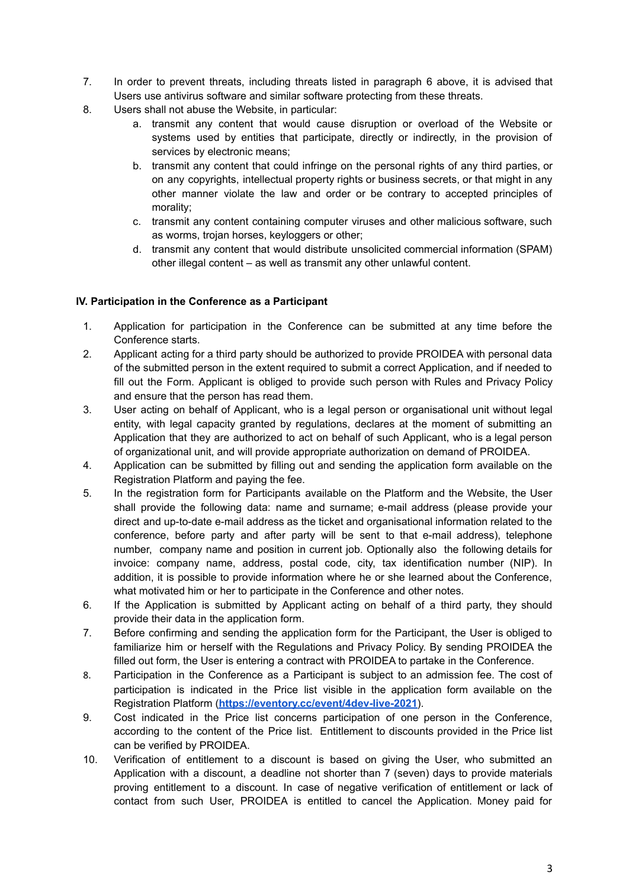7. In order to prevent threats, including threats listed in paragraph 6 above, it is advised that Users use antivirus software and similar software protecting from these threats.
8. Users shall not abuse the Website, in particular:
    a. transmit any content that would cause disruption or overload of the Website or systems used by entities that participate, directly or indirectly, in the provision of services by electronic means;
    b. transmit any content that could infringe on the personal rights of any third parties, or on any copyrights, intellectual property rights or business secrets, or that might in any other manner violate the law and order or be contrary to accepted principles of morality;
    c. transmit any content containing computer viruses and other malicious software, such as worms, trojan horses, keyloggers or other;
    d. transmit any content that would distribute unsolicited commercial information (SPAM) other illegal content – as well as transmit any other unlawful content.

**IV. Participation in the Conference as a Participant**

1. Application for participation in the Conference can be submitted at any time before the Conference starts.
2. Applicant acting for a third party should be authorized to provide PROIDEA with personal data of the submitted person in the extent required to submit a correct Application, and if needed to fill out the Form. Applicant is obliged to provide such person with Rules and Privacy Policy and ensure that the person has read them.
3. User acting on behalf of Applicant, who is a legal person or organisational unit without legal entity, with legal capacity granted by regulations, declares at the moment of submitting an Application that they are authorized to act on behalf of such Applicant, who is a legal person of organizational unit, and will provide appropriate authorization on demand of PROIDEA.
4. Application can be submitted by filling out and sending the application form available on the Registration Platform and paying the fee.
5. In the registration form for Participants available on the Platform and the Website, the User shall provide the following data: name and surname; e-mail address (please provide your direct and up-to-date e-mail address as the ticket and organisational information related to the conference, before party and after party will be sent to that e-mail address), telephone number, company name and position in current job. Optionally also the following details for invoice: company name, address, postal code, city, tax identification number (NIP). In addition, it is possible to provide information where he or she learned about the Conference, what motivated him or her to participate in the Conference and other notes.
6. If the Application is submitted by Applicant acting on behalf of a third party, they should provide their data in the application form.
7. Before confirming and sending the application form for the Participant, the User is obliged to familiarize him or herself with the Regulations and Privacy Policy. By sending PROIDEA the filled out form, the User is entering a contract with PROIDEA to partake in the Conference.
8. Participation in the Conference as a Participant is subject to an admission fee. The cost of participation is indicated in the Price list visible in the application form available on the Registration Platform (**https://eventory.cc/event/4dev-live-2021**).
9. Cost indicated in the Price list concerns participation of one person in the Conference, according to the content of the Price list. Entitlement to discounts provided in the Price list can be verified by PROIDEA.
10. Verification of entitlement to a discount is based on giving the User, who submitted an Application with a discount, a deadline not shorter than 7 (seven) days to provide materials proving entitlement to a discount. In case of negative verification of entitlement or lack of contact from such User, PROIDEA is entitled to cancel the Application. Money paid for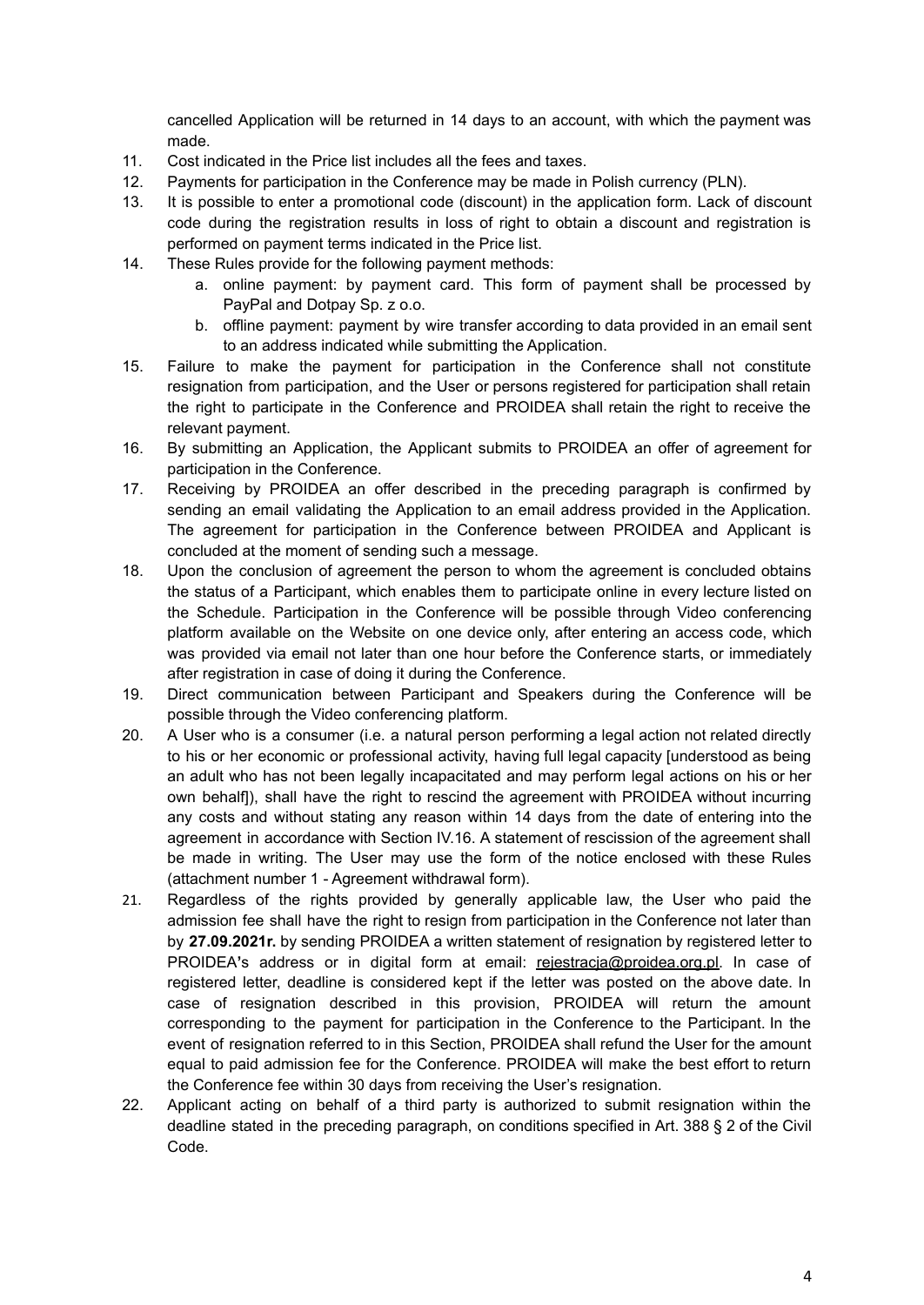cancelled Application will be returned in 14 days to an account, with which the payment was made.

11. Cost indicated in the Price list includes all the fees and taxes.
12. Payments for participation in the Conference may be made in Polish currency (PLN).
13. It is possible to enter a promotional code (discount) in the application form. Lack of discount code during the registration results in loss of right to obtain a discount and registration is performed on payment terms indicated in the Price list.
14. These Rules provide for the following payment methods:
    a. online payment: by payment card. This form of payment shall be processed by PayPal and Dotpay Sp. z o.o.
    b. offline payment: payment by wire transfer according to data provided in an email sent to an address indicated while submitting the Application.
15. Failure to make the payment for participation in the Conference shall not constitute resignation from participation, and the User or persons registered for participation shall retain the right to participate in the Conference and PROIDEA shall retain the right to receive the relevant payment.
16. By submitting an Application, the Applicant submits to PROIDEA an offer of agreement for participation in the Conference.
17. Receiving by PROIDEA an offer described in the preceding paragraph is confirmed by sending an email validating the Application to an email address provided in the Application. The agreement for participation in the Conference between PROIDEA and Applicant is concluded at the moment of sending such a message.
18. Upon the conclusion of agreement the person to whom the agreement is concluded obtains the status of a Participant, which enables them to participate online in every lecture listed on the Schedule. Participation in the Conference will be possible through Video conferencing platform available on the Website on one device only, after entering an access code, which was provided via email not later than one hour before the Conference starts, or immediately after registration in case of doing it during the Conference.
19. Direct communication between Participant and Speakers during the Conference will be possible through the Video conferencing platform.
20. A User who is a consumer (i.e. a natural person performing a legal action not related directly to his or her economic or professional activity, having full legal capacity [understood as being an adult who has not been legally incapacitated and may perform legal actions on his or her own behalf]), shall have the right to rescind the agreement with PROIDEA without incurring any costs and without stating any reason within 14 days from the date of entering into the agreement in accordance with Section IV.16. A statement of rescission of the agreement shall be made in writing. The User may use the form of the notice enclosed with these Rules (attachment number 1 - Agreement withdrawal form).
21. Regardless of the rights provided by generally applicable law, the User who paid the admission fee shall have the right to resign from participation in the Conference not later than by **27.09.2021r.** by sending PROIDEA a written statement of resignation by registered letter to PROIDEA's address or in digital form at email: rejestracja@proidea.org.pl. In case of registered letter, deadline is considered kept if the letter was posted on the above date. In case of resignation described in this provision, PROIDEA will return the amount corresponding to the payment for participation in the Conference to the Participant. In the event of resignation referred to in this Section, PROIDEA shall refund the User for the amount equal to paid admission fee for the Conference. PROIDEA will make the best effort to return the Conference fee within 30 days from receiving the User's resignation.
22. Applicant acting on behalf of a third party is authorized to submit resignation within the deadline stated in the preceding paragraph, on conditions specified in Art. 388 § 2 of the Civil Code.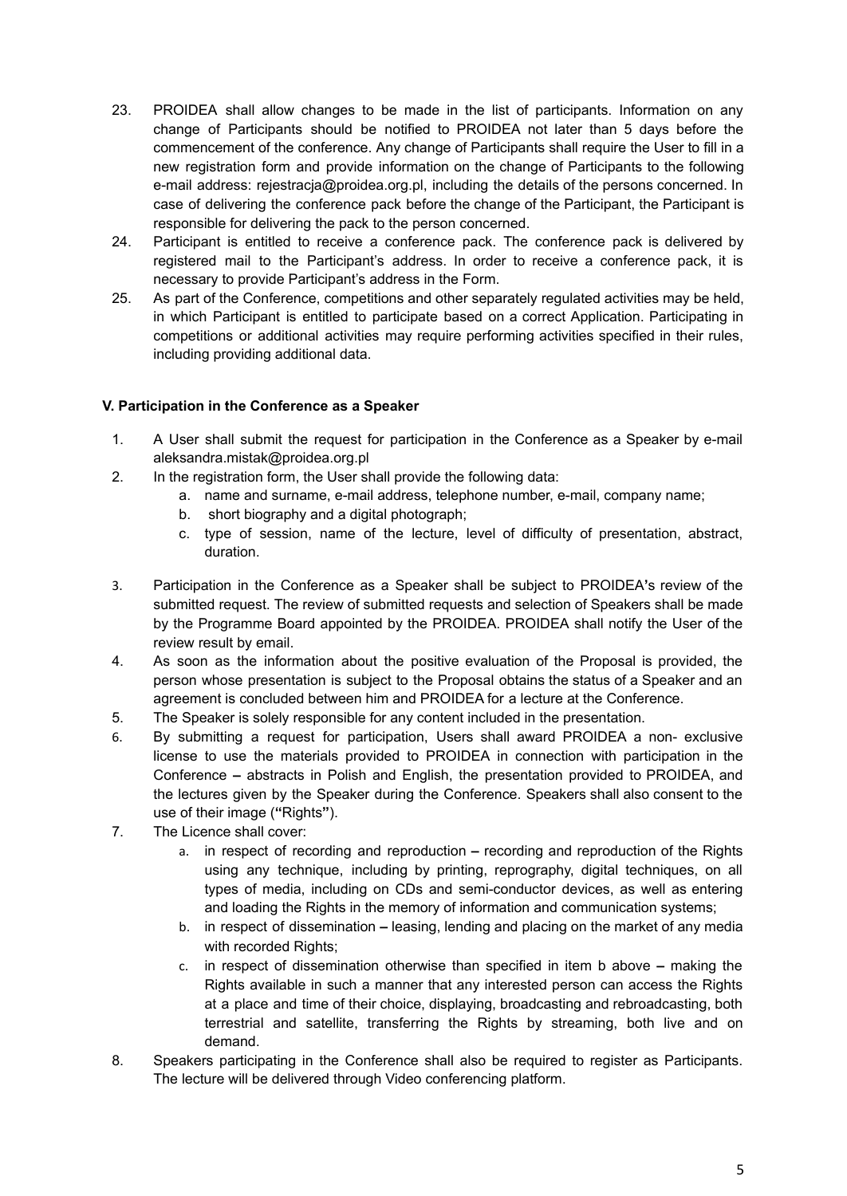23. PROIDEA shall allow changes to be made in the list of participants. Information on any change of Participants should be notified to PROIDEA not later than 5 days before the commencement of the conference. Any change of Participants shall require the User to fill in a new registration form and provide information on the change of Participants to the following e-mail address: rejestracja@proidea.org.pl, including the details of the persons concerned. In case of delivering the conference pack before the change of the Participant, the Participant is responsible for delivering the pack to the person concerned.
24. Participant is entitled to receive a conference pack. The conference pack is delivered by registered mail to the Participant's address. In order to receive a conference pack, it is necessary to provide Participant's address in the Form.
25. As part of the Conference, competitions and other separately regulated activities may be held, in which Participant is entitled to participate based on a correct Application. Participating in competitions or additional activities may require performing activities specified in their rules, including providing additional data.

**V. Participation in the Conference as a Speaker**

1. A User shall submit the request for participation in the Conference as a Speaker by e-mail aleksandra.mistak@proidea.org.pl
2. In the registration form, the User shall provide the following data:
   a. name and surname, e-mail address, telephone number, e-mail, company name;
   b. short biography and a digital photograph;
   c. type of session, name of the lecture, level of difficulty of presentation, abstract, duration.
3. Participation in the Conference as a Speaker shall be subject to PROIDEA's review of the submitted request. The review of submitted requests and selection of Speakers shall be made by the Programme Board appointed by the PROIDEA. PROIDEA shall notify the User of the review result by email.
4. As soon as the information about the positive evaluation of the Proposal is provided, the person whose presentation is subject to the Proposal obtains the status of a Speaker and an agreement is concluded between him and PROIDEA for a lecture at the Conference.
5. The Speaker is solely responsible for any content included in the presentation.
6. By submitting a request for participation, Users shall award PROIDEA a non- exclusive license to use the materials provided to PROIDEA in connection with participation in the Conference **–** abstracts in Polish and English, the presentation provided to PROIDEA, and the lectures given by the Speaker during the Conference. Speakers shall also consent to the use of their image (**"**Rights**"**).
7. The Licence shall cover:
   a. in respect of recording and reproduction **–** recording and reproduction of the Rights using any technique, including by printing, reprography, digital techniques, on all types of media, including on CDs and semi-conductor devices, as well as entering and loading the Rights in the memory of information and communication systems;
   b. in respect of dissemination **–** leasing, lending and placing on the market of any media with recorded Rights;
   c. in respect of dissemination otherwise than specified in item b above **–** making the Rights available in such a manner that any interested person can access the Rights at a place and time of their choice, displaying, broadcasting and rebroadcasting, both terrestrial and satellite, transferring the Rights by streaming, both live and on demand.
8. Speakers participating in the Conference shall also be required to register as Participants. The lecture will be delivered through Video conferencing platform.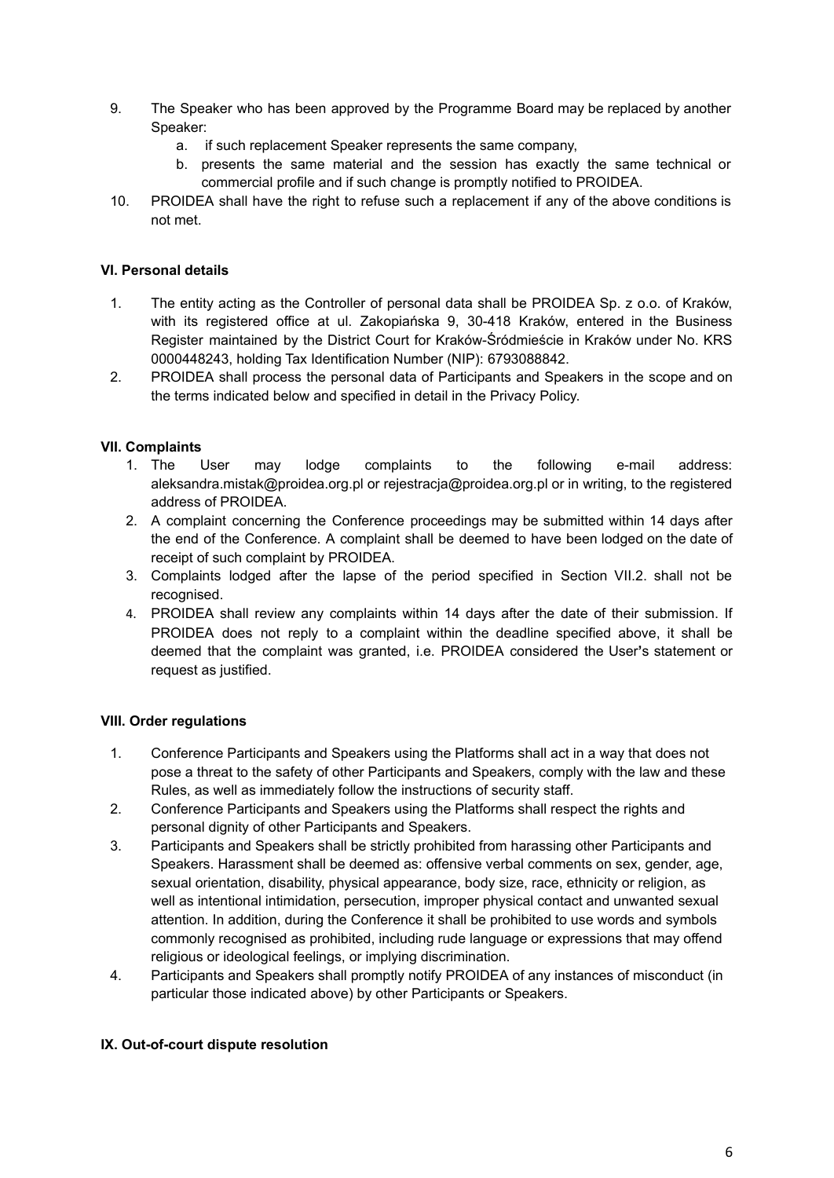9. The Speaker who has been approved by the Programme Board may be replaced by another Speaker:
    a. if such replacement Speaker represents the same company,
    b. presents the same material and the session has exactly the same technical or commercial profile and if such change is promptly notified to PROIDEA.
10. PROIDEA shall have the right to refuse such a replacement if any of the above conditions is not met.

### VI. Personal details

1. The entity acting as the Controller of personal data shall be PROIDEA Sp. z o.o. of Kraków, with its registered office at ul. Zakopiańska 9, 30-418 Kraków, entered in the Business Register maintained by the District Court for Kraków-Śródmieście in Kraków under No. KRS 0000448243, holding Tax Identification Number (NIP): 6793088842.
2. PROIDEA shall process the personal data of Participants and Speakers in the scope and on the terms indicated below and specified in detail in the Privacy Policy.

### VII. Complaints

1. The User may lodge complaints to the following e-mail address: aleksandra.mistak@proidea.org.pl or rejestracja@proidea.org.pl or in writing, to the registered address of PROIDEA.
2. A complaint concerning the Conference proceedings may be submitted within 14 days after the end of the Conference. A complaint shall be deemed to have been lodged on the date of receipt of such complaint by PROIDEA.
3. Complaints lodged after the lapse of the period specified in Section VII.2. shall not be recognised.
4. PROIDEA shall review any complaints within 14 days after the date of their submission. If PROIDEA does not reply to a complaint within the deadline specified above, it shall be deemed that the complaint was granted, i.e. PROIDEA considered the User's statement or request as justified.

### VIII. Order regulations

1. Conference Participants and Speakers using the Platforms shall act in a way that does not pose a threat to the safety of other Participants and Speakers, comply with the law and these Rules, as well as immediately follow the instructions of security staff.
2. Conference Participants and Speakers using the Platforms shall respect the rights and personal dignity of other Participants and Speakers.
3. Participants and Speakers shall be strictly prohibited from harassing other Participants and Speakers. Harassment shall be deemed as: offensive verbal comments on sex, gender, age, sexual orientation, disability, physical appearance, body size, race, ethnicity or religion, as well as intentional intimidation, persecution, improper physical contact and unwanted sexual attention. In addition, during the Conference it shall be prohibited to use words and symbols commonly recognised as prohibited, including rude language or expressions that may offend religious or ideological feelings, or implying discrimination.
4. Participants and Speakers shall promptly notify PROIDEA of any instances of misconduct (in particular those indicated above) by other Participants or Speakers.

### IX. Out-of-court dispute resolution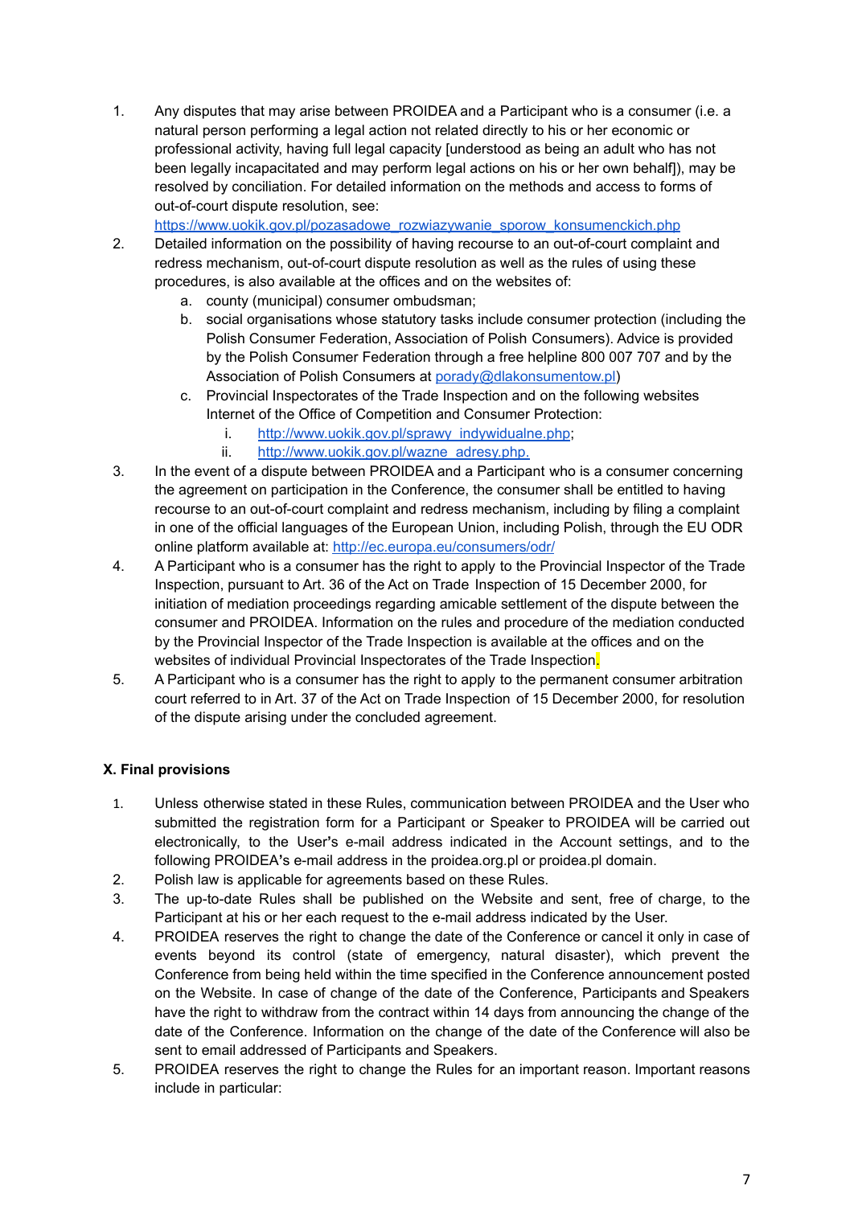1. Any disputes that may arise between PROIDEA and a Participant who is a consumer (i.e. a natural person performing a legal action not related directly to his or her economic or professional activity, having full legal capacity [understood as being an adult who has not been legally incapacitated and may perform legal actions on his or her own behalf]), may be resolved by conciliation. For detailed information on the methods and access to forms of out-of-court dispute resolution, see: https://www.uokik.gov.pl/pozasadowe_rozwiazywanie_sporow_konsumenckich.php
2. Detailed information on the possibility of having recourse to an out-of-court complaint and redress mechanism, out-of-court dispute resolution as well as the rules of using these procedures, is also available at the offices and on the websites of:
   a. county (municipal) consumer ombudsman;
   b. social organisations whose statutory tasks include consumer protection (including the Polish Consumer Federation, Association of Polish Consumers). Advice is provided by the Polish Consumer Federation through a free helpline 800 007 707 and by the Association of Polish Consumers at porady@dlakonsumentow.pl)
   c. Provincial Inspectorates of the Trade Inspection and on the following websites Internet of the Office of Competition and Consumer Protection:
      i. http://www.uokik.gov.pl/sprawy_indywidualne.php;
      ii. http://www.uokik.gov.pl/wazne_adresy.php.
3. In the event of a dispute between PROIDEA and a Participant who is a consumer concerning the agreement on participation in the Conference, the consumer shall be entitled to having recourse to an out-of-court complaint and redress mechanism, including by filing a complaint in one of the official languages of the European Union, including Polish, through the EU ODR online platform available at: http://ec.europa.eu/consumers/odr/
4. A Participant who is a consumer has the right to apply to the Provincial Inspector of the Trade Inspection, pursuant to Art. 36 of the Act on Trade Inspection of 15 December 2000, for initiation of mediation proceedings regarding amicable settlement of the dispute between the consumer and PROIDEA. Information on the rules and procedure of the mediation conducted by the Provincial Inspector of the Trade Inspection is available at the offices and on the websites of individual Provincial Inspectorates of the Trade Inspection.
5. A Participant who is a consumer has the right to apply to the permanent consumer arbitration court referred to in Art. 37 of the Act on Trade Inspection of 15 December 2000, for resolution of the dispute arising under the concluded agreement.

### X. Final provisions

1. Unless otherwise stated in these Rules, communication between PROIDEA and the User who submitted the registration form for a Participant or Speaker to PROIDEA will be carried out electronically, to the User's e-mail address indicated in the Account settings, and to the following PROIDEA's e-mail address in the proidea.org.pl or proidea.pl domain.
2. Polish law is applicable for agreements based on these Rules.
3. The up-to-date Rules shall be published on the Website and sent, free of charge, to the Participant at his or her each request to the e-mail address indicated by the User.
4. PROIDEA reserves the right to change the date of the Conference or cancel it only in case of events beyond its control (state of emergency, natural disaster), which prevent the Conference from being held within the time specified in the Conference announcement posted on the Website. In case of change of the date of the Conference, Participants and Speakers have the right to withdraw from the contract within 14 days from announcing the change of the date of the Conference. Information on the change of the date of the Conference will also be sent to email addressed of Participants and Speakers.
5. PROIDEA reserves the right to change the Rules for an important reason. Important reasons include in particular: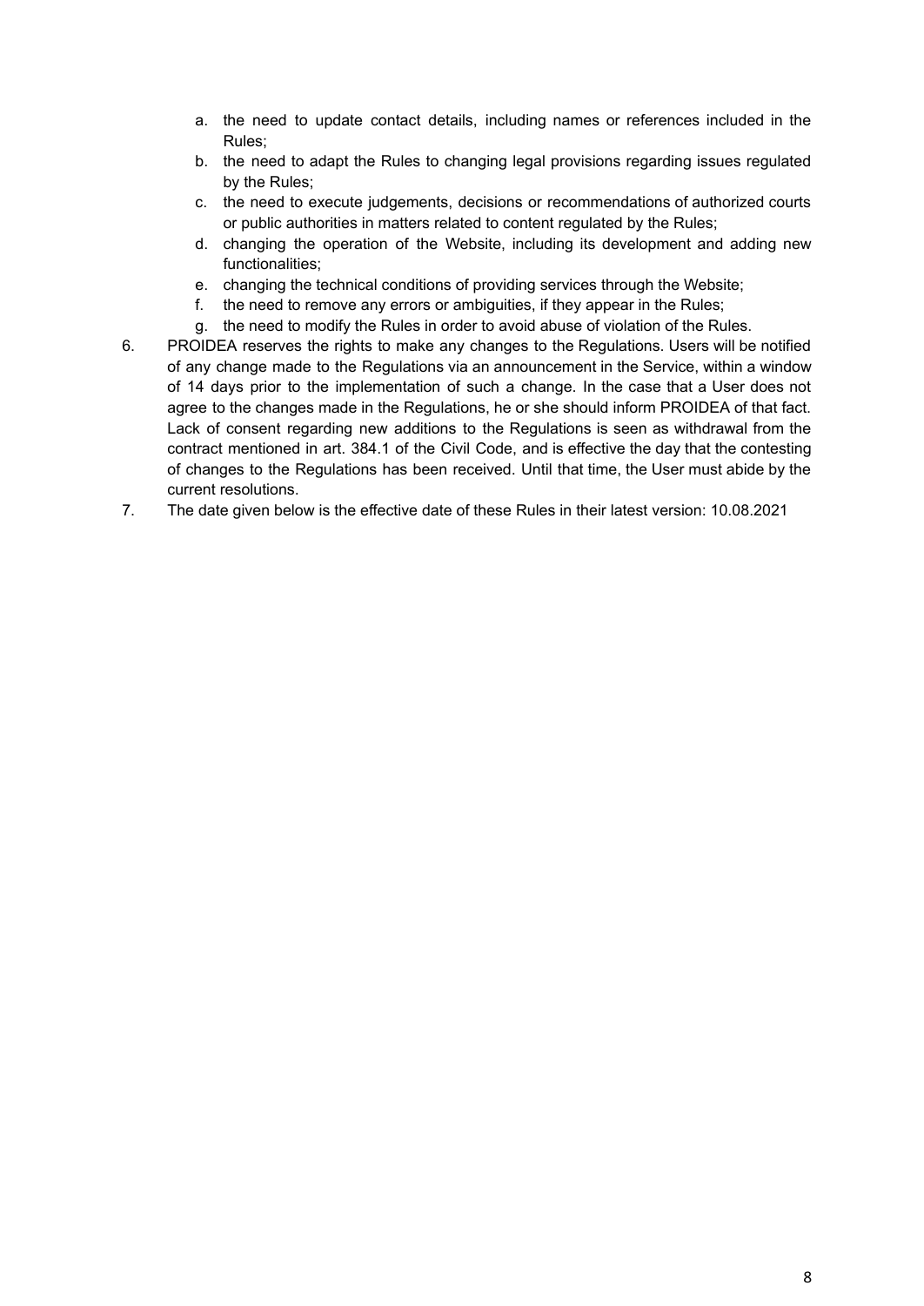a. the need to update contact details, including names or references included in the Rules;
   b. the need to adapt the Rules to changing legal provisions regarding issues regulated by the Rules;
   c. the need to execute judgements, decisions or recommendations of authorized courts or public authorities in matters related to content regulated by the Rules;
   d. changing the operation of the Website, including its development and adding new functionalities;
   e. changing the technical conditions of providing services through the Website;
   f. the need to remove any errors or ambiguities, if they appear in the Rules;
   g. the need to modify the Rules in order to avoid abuse of violation of the Rules.

6. PROIDEA reserves the rights to make any changes to the Regulations. Users will be notified of any change made to the Regulations via an announcement in the Service, within a window of 14 days prior to the implementation of such a change. In the case that a User does not agree to the changes made in the Regulations, he or she should inform PROIDEA of that fact. Lack of consent regarding new additions to the Regulations is seen as withdrawal from the contract mentioned in art. 384.1 of the Civil Code, and is effective the day that the contesting of changes to the Regulations has been received. Until that time, the User must abide by the current resolutions.
7. The date given below is the effective date of these Rules in their latest version: 10.08.2021